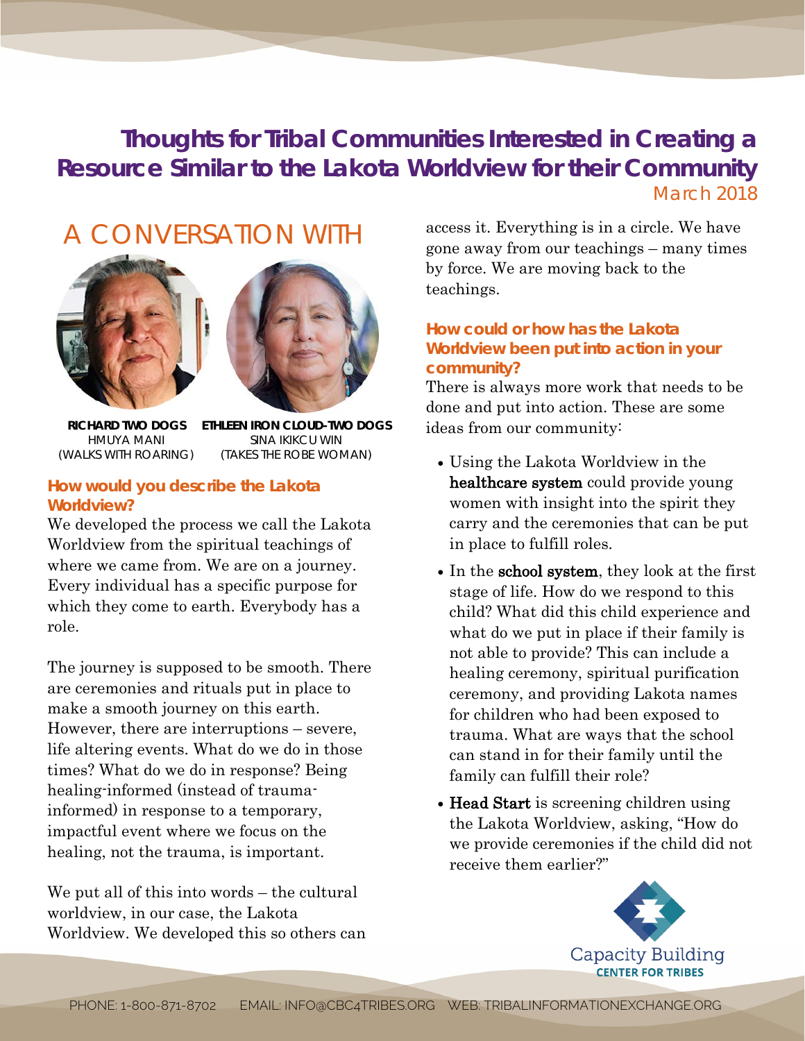# Thoughts for Tribal Communities Interested in Creating a Resource Similar to the Lakota Worldview for their Community

March 2018

## A CONVERSATION WITH

**RICHARD TWO DOGS**
HMUYA MANI
(WALKS WITH ROARING)

**ETHLEEN IRON CLOUD-TWO DOGS**
SINA IKIKCU WIN
(TAKES THE ROBE WOMAN)

### How would you describe the Lakota Worldview?

We developed the process we call the Lakota Worldview from the spiritual teachings of where we came from. We are on a journey. Every individual has a specific purpose for which they come to earth. Everybody has a role.

The journey is supposed to be smooth. There are ceremonies and rituals put in place to make a smooth journey on this earth. However, there are interruptions – severe, life altering events. What do we do in those times? What do we do in response? Being healing-informed (instead of trauma-informed) in response to a temporary, impactful event where we focus on the healing, not the trauma, is important.

We put all of this into words – the cultural worldview, in our case, the Lakota Worldview. We developed this so others can access it. Everything is in a circle. We have gone away from our teachings – many times by force. We are moving back to the teachings.

### How could or how has the Lakota Worldview been put into action in your community?

There is always more work that needs to be done and put into action. These are some ideas from our community:

- Using the Lakota Worldview in the **healthcare system** could provide young women with insight into the spirit they carry and the ceremonies that can be put in place to fulfill roles.
- In the **school system**, they look at the first stage of life. How do we respond to this child? What did this child experience and what do we put in place if their family is not able to provide? This can include a healing ceremony, spiritual purification ceremony, and providing Lakota names for children who had been exposed to trauma. What are ways that the school can stand in for their family until the family can fulfill their role?
- **Head Start** is screening children using the Lakota Worldview, asking, "How do we provide ceremonies if the child did not receive them earlier?"

Capacity Building CENTER FOR TRIBES

PHONE: 1-800-871-8702 EMAIL: INFO@CBC4TRIBES.ORG WEB: TRIBALINFORMATIONEXCHANGE.ORG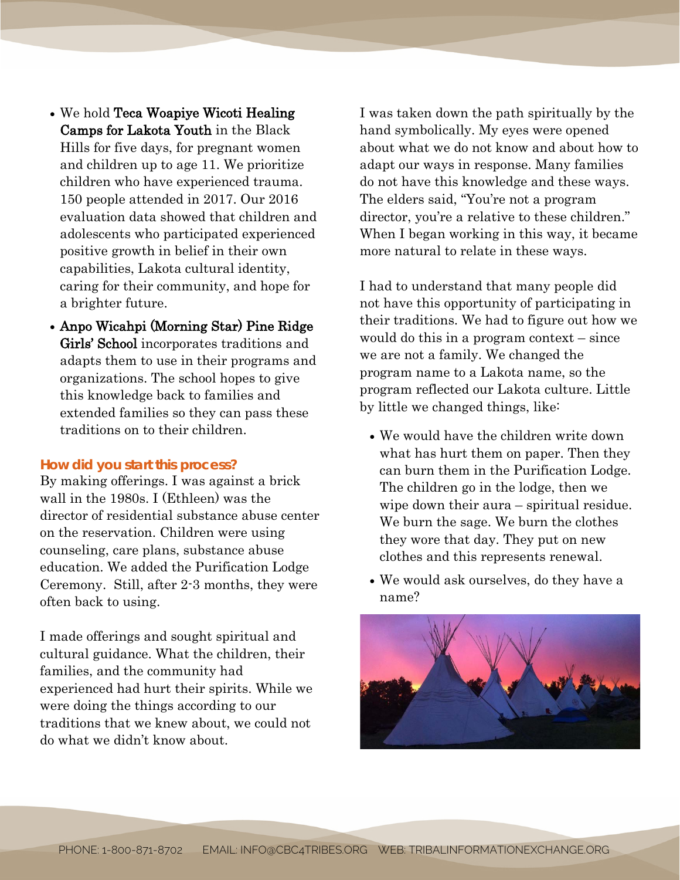- We hold **Teca Woapiye Wicoti Healing Camps for Lakota Youth** in the Black Hills for five days, for pregnant women and children up to age 11. We prioritize children who have experienced trauma. 150 people attended in 2017. Our 2016 evaluation data showed that children and adolescents who participated experienced positive growth in belief in their own capabilities, Lakota cultural identity, caring for their community, and hope for a brighter future.
- **Anpo Wicahpi (Morning Star) Pine Ridge Girls' School** incorporates traditions and adapts them to use in their programs and organizations. The school hopes to give this knowledge back to families and extended families so they can pass these traditions on to their children.

### How did you start this process?

By making offerings. I was against a brick wall in the 1980s. I (Ethleen) was the director of residential substance abuse center on the reservation. Children were using counseling, care plans, substance abuse education. We added the Purification Lodge Ceremony. Still, after 2-3 months, they were often back to using.

I made offerings and sought spiritual and cultural guidance. What the children, their families, and the community had experienced had hurt their spirits. While we were doing the things according to our traditions that we knew about, we could not do what we didn't know about.

I was taken down the path spiritually by the hand symbolically. My eyes were opened about what we do not know and about how to adapt our ways in response. Many families do not have this knowledge and these ways. The elders said, "You're not a program director, you're a relative to these children." When I began working in this way, it became more natural to relate in these ways.

I had to understand that many people did not have this opportunity of participating in their traditions. We had to figure out how we would do this in a program context – since we are not a family. We changed the program name to a Lakota name, so the program reflected our Lakota culture. Little by little we changed things, like:

- We would have the children write down what has hurt them on paper. Then they can burn them in the Purification Lodge. The children go in the lodge, then we wipe down their aura – spiritual residue. We burn the sage. We burn the clothes they wore that day. They put on new clothes and this represents renewal.
- We would ask ourselves, do they have a name?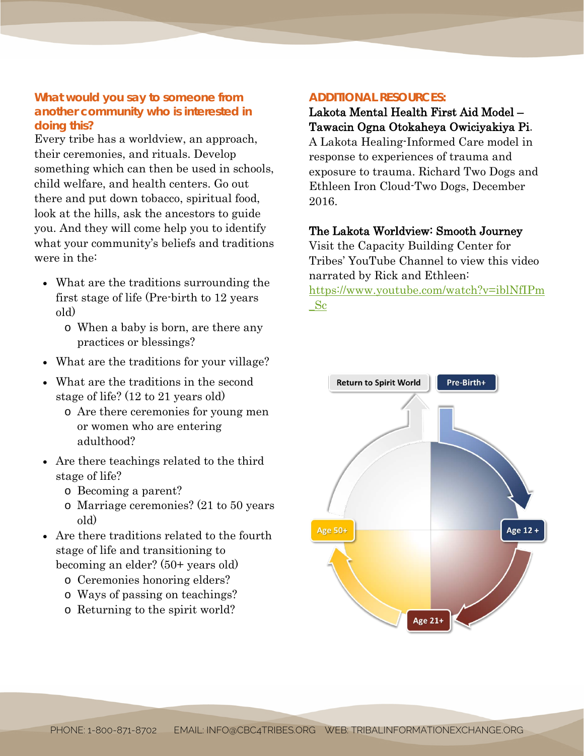### What would you say to someone from another community who is interested in doing this?

Every tribe has a worldview, an approach, their ceremonies, and rituals. Develop something which can then be used in schools, child welfare, and health centers. Go out there and put down tobacco, spiritual food, look at the hills, ask the ancestors to guide you. And they will come help you to identify what your community's beliefs and traditions were in the:

- What are the traditions surrounding the first stage of life (Pre-birth to 12 years old)
  - When a baby is born, are there any practices or blessings?
- What are the traditions for your village?
- What are the traditions in the second stage of life? (12 to 21 years old)
  - Are there ceremonies for young men or women who are entering adulthood?
- Are there teachings related to the third stage of life?
  - Becoming a parent?
  - Marriage ceremonies? (21 to 50 years old)
- Are there traditions related to the fourth stage of life and transitioning to becoming an elder? (50+ years old)
  - Ceremonies honoring elders?
  - Ways of passing on teachings?
  - Returning to the spirit world?

### ADDITIONAL RESOURCES:

**Lakota Mental Health First Aid Model – Tawacin Ogna Otokaheya Owiciyakiya Pi.** A Lakota Healing-Informed Care model in response to experiences of trauma and exposure to trauma. Richard Two Dogs and Ethleen Iron Cloud-Two Dogs, December 2016.

**The Lakota Worldview: Smooth Journey**
Visit the Capacity Building Center for Tribes' YouTube Channel to view this video narrated by Rick and Ethleen: https://www.youtube.com/watch?v=iblNfIPm_Sc

Return to Spirit World
Pre-Birth+
Age 12 +
Age 21+
Age 50+